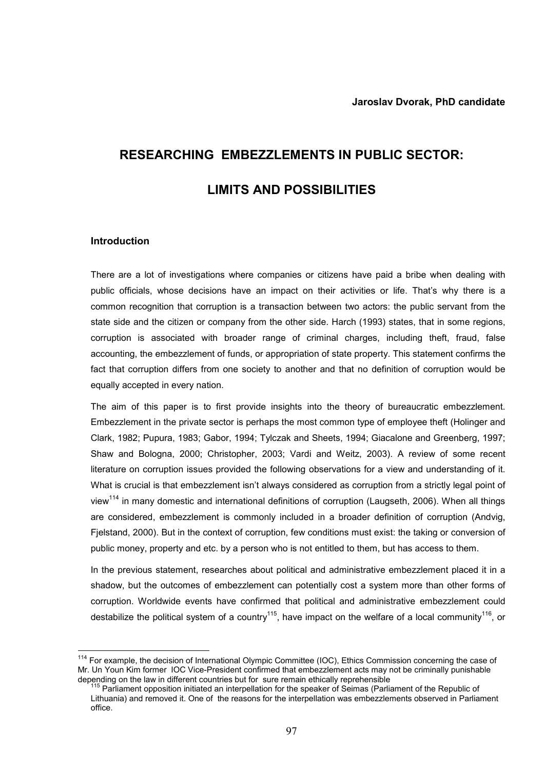**Jaroslav Dvorak, PhD candidate**

# RESEARCHING EMBEZZLEMENTS IN PUBLIC SECTOR: LIMITS AND POSSIBILITIES

## Introduction

There are a lot of investigations where companies or citizens have paid a bribe when dealing with public officials, whose decisions have an impact on their activities or life. That's why there is a common recognition that corruption is a transaction between two actors: the public servant from the state side and the citizen or company from the other side. Harch (1993) states, that in some regions, corruption is associated with broader range of criminal charges, including theft, fraud, false accounting, the embezzlement of funds, or appropriation of state property. This statement confirms the fact that corruption differs from one society to another and that no definition of corruption would be equally accepted in every nation.

The aim of this paper is to first provide insights into the theory of bureaucratic embezzlement. Embezzlement in the private sector is perhaps the most common type of employee theft (Holinger and Clark, 1982; Pupura, 1983; Gabor, 1994; Tylczak and Sheets, 1994; Giacalone and Greenberg, 1997; Shaw and Bologna, 2000; Christopher, 2003; Vardi and Weitz, 2003). A review of some recent literature on corruption issues provided the following observations for a view and understanding of it. What is crucial is that embezzlement isn't always considered as corruption from a strictly legal point of view[114] in many domestic and international definitions of corruption (Laugseth, 2006). When all things are considered, embezzlement is commonly included in a broader definition of corruption (Andvig, Fjelstand, 2000). But in the context of corruption, few conditions must exist: the taking or conversion of public money, property and etc. by a person who is not entitled to them, but has access to them.

In the previous statement, researches about political and administrative embezzlement placed it in a shadow, but the outcomes of embezzlement can potentially cost a system more than other forms of corruption. Worldwide events have confirmed that political and administrative embezzlement could destabilize the political system of a country[115], have impact on the welfare of a local community[116], or

---

[114] For example, the decision of International Olympic Committee (IOC), Ethics Commission concerning the case of Mr. Un Youn Kim former IOC Vice-President confirmed that embezzlement acts may not be criminally punishable depending on the law in different countries but for sure remain ethically reprehensible

[115] Parliament opposition initiated an interpellation for the speaker of Seimas (Parliament of the Republic of Lithuania) and removed it. One of the reasons for the interpellation was embezzlements observed in Parliament office.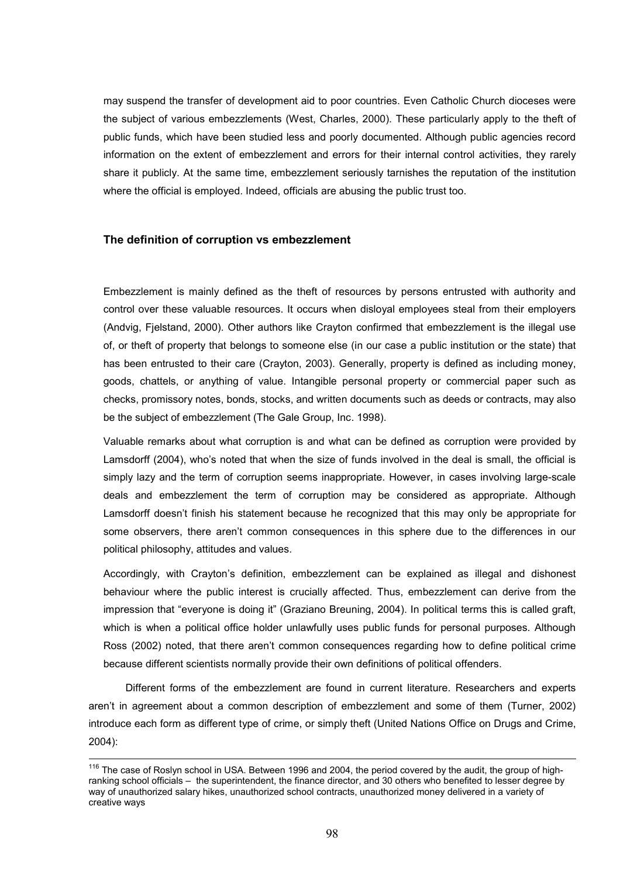may suspend the transfer of development aid to poor countries. Even Catholic Church dioceses were the subject of various embezzlements (West, Charles, 2000). These particularly apply to the theft of public funds, which have been studied less and poorly documented. Although public agencies record information on the extent of embezzlement and errors for their internal control activities, they rarely share it publicly. At the same time, embezzlement seriously tarnishes the reputation of the institution where the official is employed. Indeed, officials are abusing the public trust too.

### The definition of corruption vs embezzlement

Embezzlement is mainly defined as the theft of resources by persons entrusted with authority and control over these valuable resources. It occurs when disloyal employees steal from their employers (Andvig, Fjelstand, 2000). Other authors like Crayton confirmed that embezzlement is the illegal use of, or theft of property that belongs to someone else (in our case a public institution or the state) that has been entrusted to their care (Crayton, 2003). Generally, property is defined as including money, goods, chattels, or anything of value. Intangible personal property or commercial paper such as checks, promissory notes, bonds, stocks, and written documents such as deeds or contracts, may also be the subject of embezzlement (The Gale Group, Inc. 1998).

Valuable remarks about what corruption is and what can be defined as corruption were provided by Lamsdorff (2004), who's noted that when the size of funds involved in the deal is small, the official is simply lazy and the term of corruption seems inappropriate. However, in cases involving large-scale deals and embezzlement the term of corruption may be considered as appropriate. Although Lamsdorff doesn't finish his statement because he recognized that this may only be appropriate for some observers, there aren't common consequences in this sphere due to the differences in our political philosophy, attitudes and values.

Accordingly, with Crayton's definition, embezzlement can be explained as illegal and dishonest behaviour where the public interest is crucially affected. Thus, embezzlement can derive from the impression that "everyone is doing it" (Graziano Breuning, 2004). In political terms this is called graft, which is when a political office holder unlawfully uses public funds for personal purposes. Although Ross (2002) noted, that there aren't common consequences regarding how to define political crime because different scientists normally provide their own definitions of political offenders.

Different forms of the embezzlement are found in current literature. Researchers and experts aren't in agreement about a common description of embezzlement and some of them (Turner, 2002) introduce each form as different type of crime, or simply theft (United Nations Office on Drugs and Crime, 2004):

---

[116] The case of Roslyn school in USA. Between 1996 and 2004, the period covered by the audit, the group of high-ranking school officials – the superintendent, the finance director, and 30 others who benefited to lesser degree by way of unauthorized salary hikes, unauthorized school contracts, unauthorized money delivered in a variety of creative ways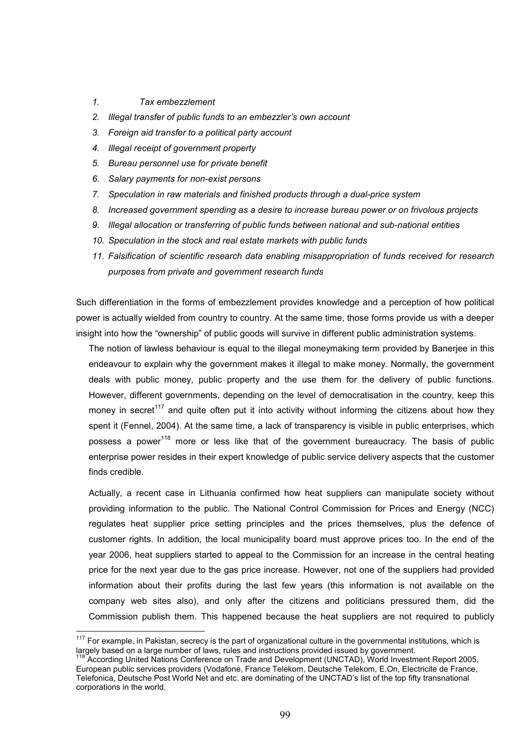1. *Tax embezzlement*
2. *Illegal transfer of public funds to an embezzler's own account*
3. *Foreign aid transfer to a political party account*
4. *Illegal receipt of government property*
5. *Bureau personnel use for private benefit*
6. *Salary payments for non-exist persons*
7. *Speculation in raw materials and finished products through a dual-price system*
8. *Increased government spending as a desire to increase bureau power or on frivolous projects*
9. *Illegal allocation or transferring of public funds between national and sub-national entities*
10. *Speculation in the stock and real estate markets with public funds*
11. *Falsification of scientific research data enabling misappropriation of funds received for research purposes from private and government research funds*

Such differentiation in the forms of embezzlement provides knowledge and a perception of how political power is actually wielded from country to country. At the same time, those forms provide us with a deeper insight into how the "ownership" of public goods will survive in different public administration systems.

The notion of lawless behaviour is equal to the illegal moneymaking term provided by Banerjee in this endeavour to explain why the government makes it illegal to make money. Normally, the government deals with public money, public property and the use them for the delivery of public functions. However, different governments, depending on the level of democratisation in the country, keep this money in secret[117] and quite often put it into activity without informing the citizens about how they spent it (Fennel, 2004). At the same time, a lack of transparency is visible in public enterprises, which possess a power[118] more or less like that of the government bureaucracy. The basis of public enterprise power resides in their expert knowledge of public service delivery aspects that the customer finds credible.

Actually, a recent case in Lithuania confirmed how heat suppliers can manipulate society without providing information to the public. The National Control Commission for Prices and Energy (NCC) regulates heat supplier price setting principles and the prices themselves, plus the defence of customer rights. In addition, the local municipality board must approve prices too. In the end of the year 2006, heat suppliers started to appeal to the Commission for an increase in the central heating price for the next year due to the gas price increase. However, not one of the suppliers had provided information about their profits during the last few years (this information is not available on the company web sites also), and only after the citizens and politicians pressured them, did the Commission publish them. This happened because the heat suppliers are not required to publicly

---

[117] For example, in Pakistan, secrecy is the part of organizational culture in the governmental institutions, which is largely based on a large number of laws, rules and instructions provided issued by government.

[118] According United Nations Conference on Trade and Development (UNCTAD), World Investment Report 2005, European public services providers (Vodafone, France Telekom, Deutsche Telekom, E.On, Electricite de France, Telefonica, Deutsche Post World Net and etc. are dominating of the UNCTAD's list of the top fifty transnational corporations in the world.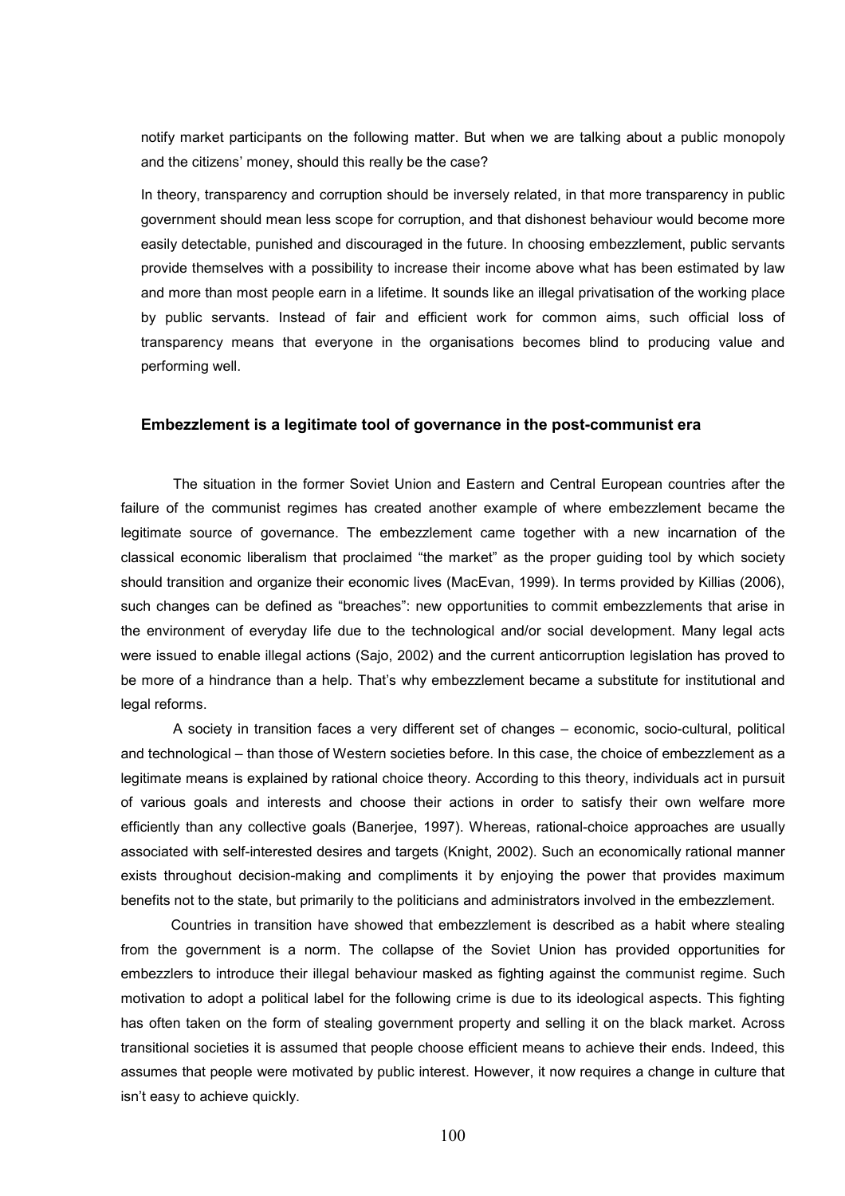notify market participants on the following matter. But when we are talking about a public monopoly and the citizens' money, should this really be the case?

In theory, transparency and corruption should be inversely related, in that more transparency in public government should mean less scope for corruption, and that dishonest behaviour would become more easily detectable, punished and discouraged in the future. In choosing embezzlement, public servants provide themselves with a possibility to increase their income above what has been estimated by law and more than most people earn in a lifetime. It sounds like an illegal privatisation of the working place by public servants. Instead of fair and efficient work for common aims, such official loss of transparency means that everyone in the organisations becomes blind to producing value and performing well.

### Embezzlement is a legitimate tool of governance in the post-communist era

The situation in the former Soviet Union and Eastern and Central European countries after the failure of the communist regimes has created another example of where embezzlement became the legitimate source of governance. The embezzlement came together with a new incarnation of the classical economic liberalism that proclaimed "the market" as the proper guiding tool by which society should transition and organize their economic lives (MacEvan, 1999). In terms provided by Killias (2006), such changes can be defined as "breaches": new opportunities to commit embezzlements that arise in the environment of everyday life due to the technological and/or social development. Many legal acts were issued to enable illegal actions (Sajo, 2002) and the current anticorruption legislation has proved to be more of a hindrance than a help. That's why embezzlement became a substitute for institutional and legal reforms.

A society in transition faces a very different set of changes – economic, socio-cultural, political and technological – than those of Western societies before. In this case, the choice of embezzlement as a legitimate means is explained by rational choice theory. According to this theory, individuals act in pursuit of various goals and interests and choose their actions in order to satisfy their own welfare more efficiently than any collective goals (Banerjee, 1997). Whereas, rational-choice approaches are usually associated with self-interested desires and targets (Knight, 2002). Such an economically rational manner exists throughout decision-making and compliments it by enjoying the power that provides maximum benefits not to the state, but primarily to the politicians and administrators involved in the embezzlement.

Countries in transition have showed that embezzlement is described as a habit where stealing from the government is a norm. The collapse of the Soviet Union has provided opportunities for embezzlers to introduce their illegal behaviour masked as fighting against the communist regime. Such motivation to adopt a political label for the following crime is due to its ideological aspects. This fighting has often taken on the form of stealing government property and selling it on the black market. Across transitional societies it is assumed that people choose efficient means to achieve their ends. Indeed, this assumes that people were motivated by public interest. However, it now requires a change in culture that isn't easy to achieve quickly.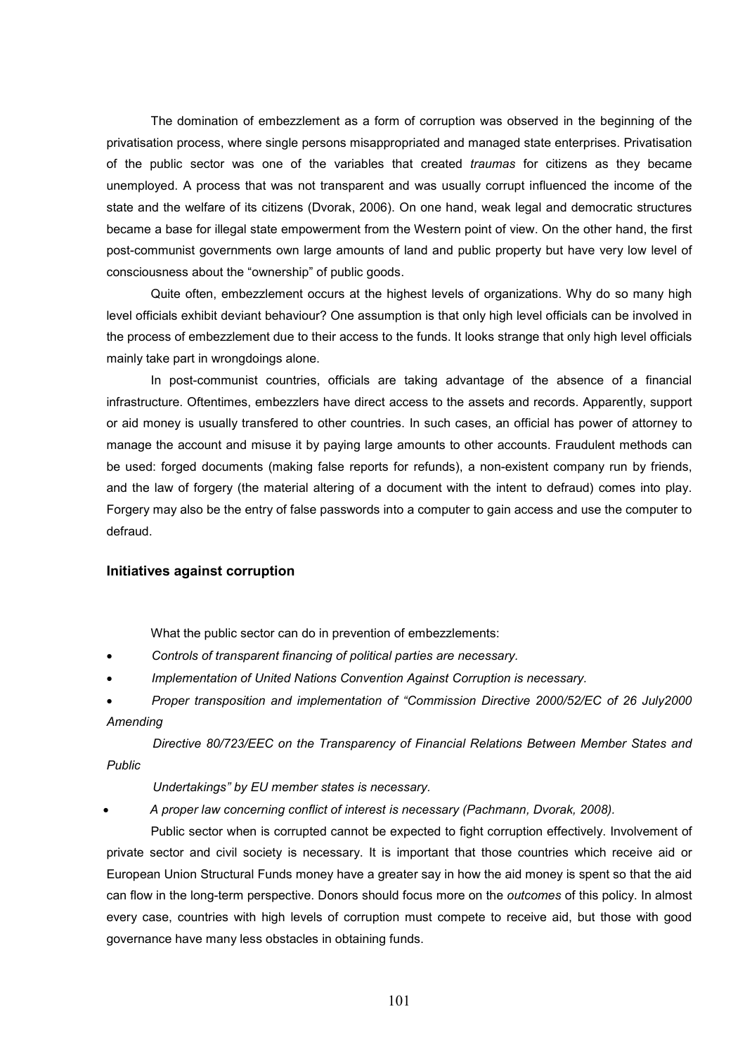The domination of embezzlement as a form of corruption was observed in the beginning of the privatisation process, where single persons misappropriated and managed state enterprises. Privatisation of the public sector was one of the variables that created *traumas* for citizens as they became unemployed. A process that was not transparent and was usually corrupt influenced the income of the state and the welfare of its citizens (Dvorak, 2006). On one hand, weak legal and democratic structures became a base for illegal state empowerment from the Western point of view. On the other hand, the first post-communist governments own large amounts of land and public property but have very low level of consciousness about the "ownership" of public goods.

Quite often, embezzlement occurs at the highest levels of organizations. Why do so many high level officials exhibit deviant behaviour? One assumption is that only high level officials can be involved in the process of embezzlement due to their access to the funds. It looks strange that only high level officials mainly take part in wrongdoings alone.

In post-communist countries, officials are taking advantage of the absence of a financial infrastructure. Oftentimes, embezzlers have direct access to the assets and records. Apparently, support or aid money is usually transfered to other countries. In such cases, an official has power of attorney to manage the account and misuse it by paying large amounts to other accounts. Fraudulent methods can be used: forged documents (making false reports for refunds), a non-existent company run by friends, and the law of forgery (the material altering of a document with the intent to defraud) comes into play. Forgery may also be the entry of false passwords into a computer to gain access and use the computer to defraud.

## Initiatives against corruption

What the public sector can do in prevention of embezzlements:

- *Controls of transparent financing of political parties are necessary.*
- *Implementation of United Nations Convention Against Corruption is necessary.*
- *Proper transposition and implementation of "Commission Directive 2000/52/EC of 26 July2000 Amending Directive 80/723/EEC on the Transparency of Financial Relations Between Member States and Public Undertakings" by EU member states is necessary.*
- *A proper law concerning conflict of interest is necessary (Pachmann, Dvorak, 2008).*

Public sector when is corrupted cannot be expected to fight corruption effectively. Involvement of private sector and civil society is necessary. It is important that those countries which receive aid or European Union Structural Funds money have a greater say in how the aid money is spent so that the aid can flow in the long-term perspective. Donors should focus more on the *outcomes* of this policy. In almost every case, countries with high levels of corruption must compete to receive aid, but those with good governance have many less obstacles in obtaining funds.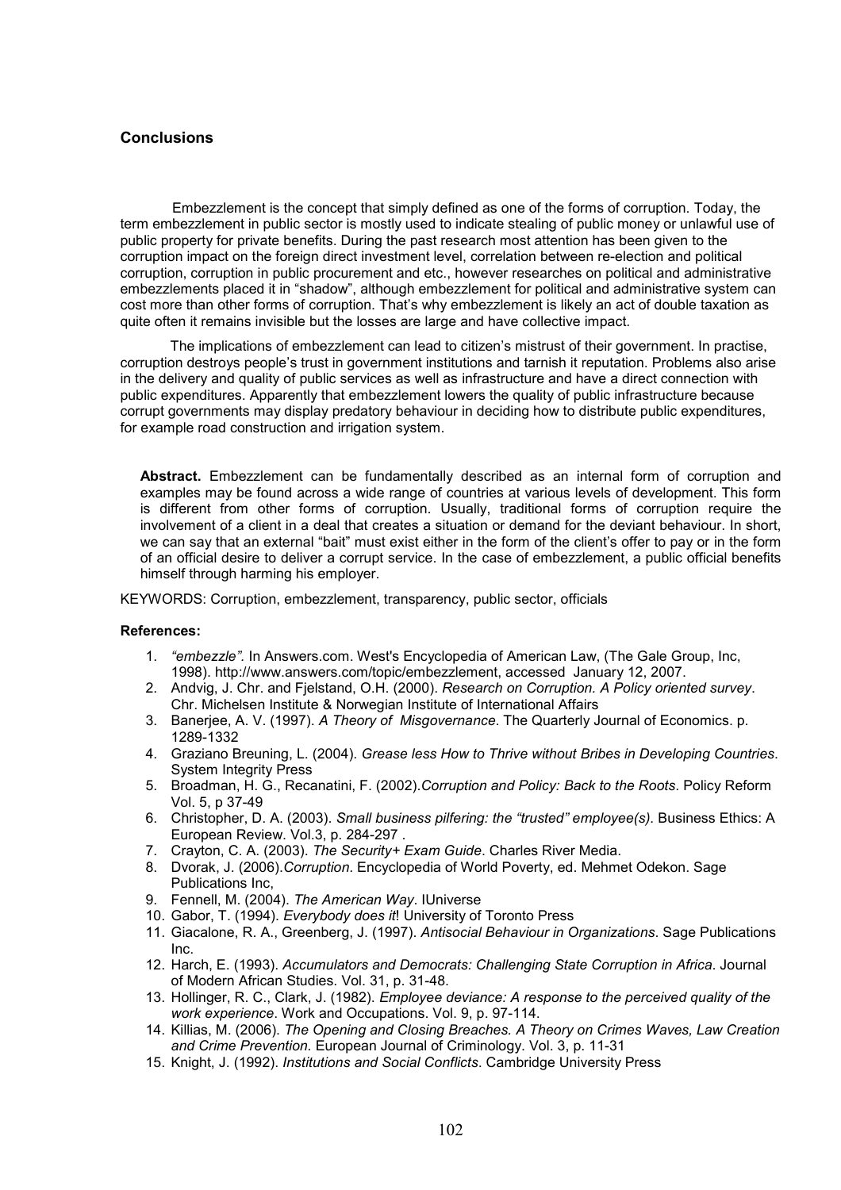## Conclusions

Embezzlement is the concept that simply defined as one of the forms of corruption. Today, the term embezzlement in public sector is mostly used to indicate stealing of public money or unlawful use of public property for private benefits. During the past research most attention has been given to the corruption impact on the foreign direct investment level, correlation between re-election and political corruption, corruption in public procurement and etc., however researches on political and administrative embezzlements placed it in "shadow", although embezzlement for political and administrative system can cost more than other forms of corruption. That's why embezzlement is likely an act of double taxation as quite often it remains invisible but the losses are large and have collective impact.

The implications of embezzlement can lead to citizen's mistrust of their government. In practise, corruption destroys people's trust in government institutions and tarnish it reputation. Problems also arise in the delivery and quality of public services as well as infrastructure and have a direct connection with public expenditures. Apparently that embezzlement lowers the quality of public infrastructure because corrupt governments may display predatory behaviour in deciding how to distribute public expenditures, for example road construction and irrigation system.

**Abstract.** Embezzlement can be fundamentally described as an internal form of corruption and examples may be found across a wide range of countries at various levels of development. This form is different from other forms of corruption. Usually, traditional forms of corruption require the involvement of a client in a deal that creates a situation or demand for the deviant behaviour. In short, we can say that an external "bait" must exist either in the form of the client's offer to pay or in the form of an official desire to deliver a corrupt service. In the case of embezzlement, a public official benefits himself through harming his employer.

KEYWORDS: Corruption, embezzlement, transparency, public sector, officials

**References:**

1. *"embezzle".* In Answers.com. West's Encyclopedia of American Law, (The Gale Group, Inc, 1998). http://www.answers.com/topic/embezzlement, accessed January 12, 2007.
2. Andvig, J. Chr. and Fjelstand, O.H. (2000). *Research on Corruption. A Policy oriented survey*. Chr. Michelsen Institute & Norwegian Institute of International Affairs
3. Banerjee, A. V. (1997). *A Theory of Misgovernance*. The Quarterly Journal of Economics. p. 1289-1332
4. Graziano Breuning, L. (2004). *Grease less How to Thrive without Bribes in Developing Countries*. System Integrity Press
5. Broadman, H. G., Recanatini, F. (2002).*Corruption and Policy: Back to the Roots*. Policy Reform Vol. 5, p 37-49
6. Christopher, D. A. (2003). *Small business pilfering: the "trusted" employee(s)*. Business Ethics: A European Review. Vol.3, p. 284-297 .
7. Crayton, C. A. (2003). *The Security+ Exam Guide*. Charles River Media.
8. Dvorak, J. (2006).*Corruption*. Encyclopedia of World Poverty, ed. Mehmet Odekon. Sage Publications Inc,
9. Fennell, M. (2004). *The American Way*. IUniverse
10. Gabor, T. (1994). *Everybody does it*! University of Toronto Press
11. Giacalone, R. A., Greenberg, J. (1997). *Antisocial Behaviour in Organizations*. Sage Publications Inc.
12. Harch, E. (1993). *Accumulators and Democrats: Challenging State Corruption in Africa*. Journal of Modern African Studies. Vol. 31, p. 31-48.
13. Hollinger, R. C., Clark, J. (1982). *Employee deviance: A response to the perceived quality of the work experience*. Work and Occupations. Vol. 9, p. 97-114.
14. Killias, M. (2006). *The Opening and Closing Breaches. A Theory on Crimes Waves, Law Creation and Crime Prevention.* European Journal of Criminology. Vol. 3, p. 11-31
15. Knight, J. (1992). *Institutions and Social Conflicts*. Cambridge University Press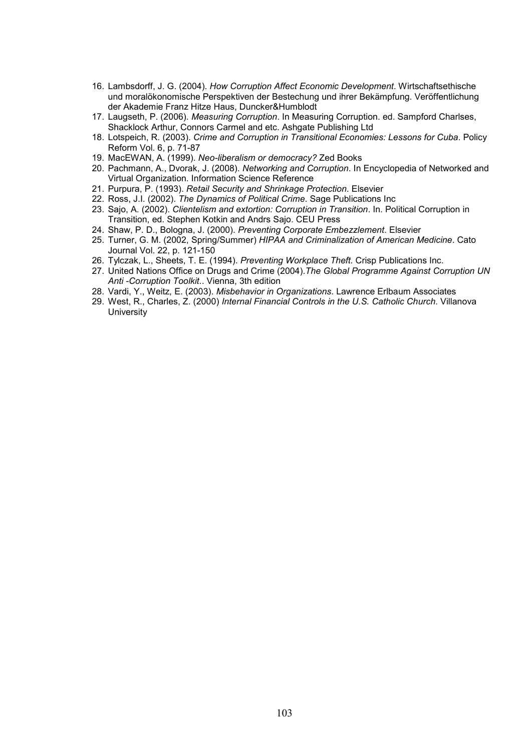16. Lambsdorff, J. G. (2004). *How Corruption Affect Economic Development*. Wirtschaftsethische und moralökonomische Perspektiven der Bestechung und ihrer Bekämpfung. Veröffentlichung der Akademie Franz Hitze Haus, Duncker&Humblodt
17. Laugseth, P. (2006). *Measuring Corruption*. In Measuring Corruption. ed. Sampford Charlses, Shacklock Arthur, Connors Carmel and etc. Ashgate Publishing Ltd
18. Lotspeich, R. (2003). *Crime and Corruption in Transitional Economies: Lessons for Cuba*. Policy Reform Vol. 6, p. 71-87
19. MacEWAN, A. (1999). *Neo-liberalism or democracy?* Zed Books
20. Pachmann, A., Dvorak, J. (2008). *Networking and Corruption*. In Encyclopedia of Networked and Virtual Organization. Information Science Reference
21. Purpura, P. (1993). *Retail Security and Shrinkage Protection*. Elsevier
22. Ross, J.I. (2002). *The Dynamics of Political Crime*. Sage Publications Inc
23. Sajo, A. (2002). *Clientelism and extortion: Corruption in Transition*. In. Political Corruption in Transition, ed. Stephen Kotkin and Andrs Sajo. CEU Press
24. Shaw, P. D., Bologna, J. (2000). *Preventing Corporate Embezzlement*. Elsevier
25. Turner, G. M. (2002, Spring/Summer) *HIPAA and Criminalization of American Medicine*. Cato Journal Vol. 22, p. 121-150
26. Tylczak, L., Sheets, T. E. (1994). *Preventing Workplace Theft*. Crisp Publications Inc.
27. United Nations Office on Drugs and Crime (2004).*The Global Programme Against Corruption UN Anti -Corruption Toolkit*.. Vienna, 3th edition
28. Vardi, Y., Weitz, E. (2003). *Misbehavior in Organizations*. Lawrence Erlbaum Associates
29. West, R., Charles, Z. (2000) *Internal Financial Controls in the U.S. Catholic Church*. Villanova University